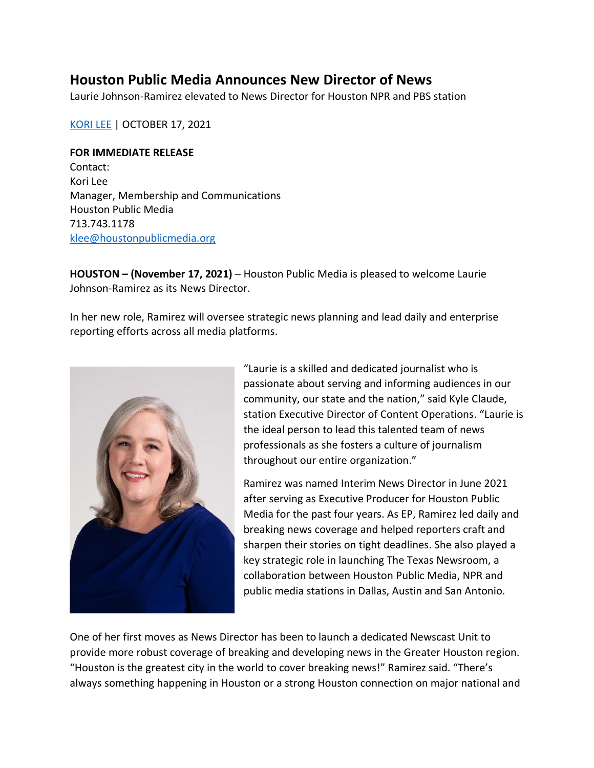# Houston Public Media Announces New Director of News

Laurie Johnson-Ramirez elevated to News Director for Houston NPR and PBS station

[KORI LEE](#) | OCTOBER 17, 2021

**FOR IMMEDIATE RELEASE**
Contact:
Kori Lee
Manager, Membership and Communications
Houston Public Media
713.743.1178
[klee@houstonpublicmedia.org](mailto:klee@houstonpublicmedia.org)

**HOUSTON – (November 17, 2021)** – Houston Public Media is pleased to welcome Laurie Johnson-Ramirez as its News Director.

In her new role, Ramirez will oversee strategic news planning and lead daily and enterprise reporting efforts across all media platforms.

"Laurie is a skilled and dedicated journalist who is passionate about serving and informing audiences in our community, our state and the nation," said Kyle Claude, station Executive Director of Content Operations. "Laurie is the ideal person to lead this talented team of news professionals as she fosters a culture of journalism throughout our entire organization."

Ramirez was named Interim News Director in June 2021 after serving as Executive Producer for Houston Public Media for the past four years. As EP, Ramirez led daily and breaking news coverage and helped reporters craft and sharpen their stories on tight deadlines. She also played a key strategic role in launching The Texas Newsroom, a collaboration between Houston Public Media, NPR and public media stations in Dallas, Austin and San Antonio.

One of her first moves as News Director has been to launch a dedicated Newscast Unit to provide more robust coverage of breaking and developing news in the Greater Houston region. "Houston is the greatest city in the world to cover breaking news!" Ramirez said. "There's always something happening in Houston or a strong Houston connection on major national and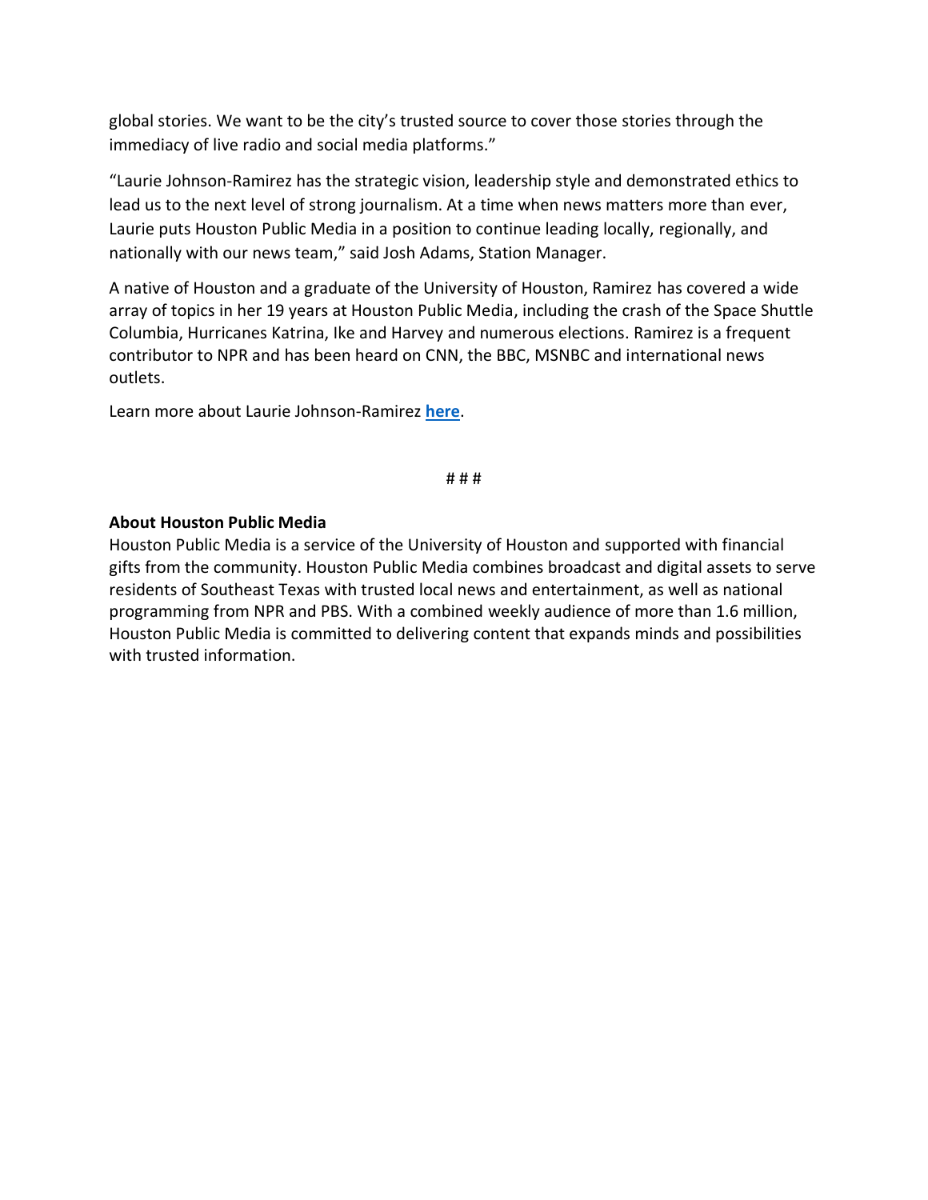global stories. We want to be the city's trusted source to cover those stories through the immediacy of live radio and social media platforms."

"Laurie Johnson-Ramirez has the strategic vision, leadership style and demonstrated ethics to lead us to the next level of strong journalism. At a time when news matters more than ever, Laurie puts Houston Public Media in a position to continue leading locally, regionally, and nationally with our news team," said Josh Adams, Station Manager.

A native of Houston and a graduate of the University of Houston, Ramirez has covered a wide array of topics in her 19 years at Houston Public Media, including the crash of the Space Shuttle Columbia, Hurricanes Katrina, Ike and Harvey and numerous elections. Ramirez is a frequent contributor to NPR and has been heard on CNN, the BBC, MSNBC and international news outlets.

Learn more about Laurie Johnson-Ramirez **here**.

# # #

**About Houston Public Media**

Houston Public Media is a service of the University of Houston and supported with financial gifts from the community. Houston Public Media combines broadcast and digital assets to serve residents of Southeast Texas with trusted local news and entertainment, as well as national programming from NPR and PBS. With a combined weekly audience of more than 1.6 million, Houston Public Media is committed to delivering content that expands minds and possibilities with trusted information.